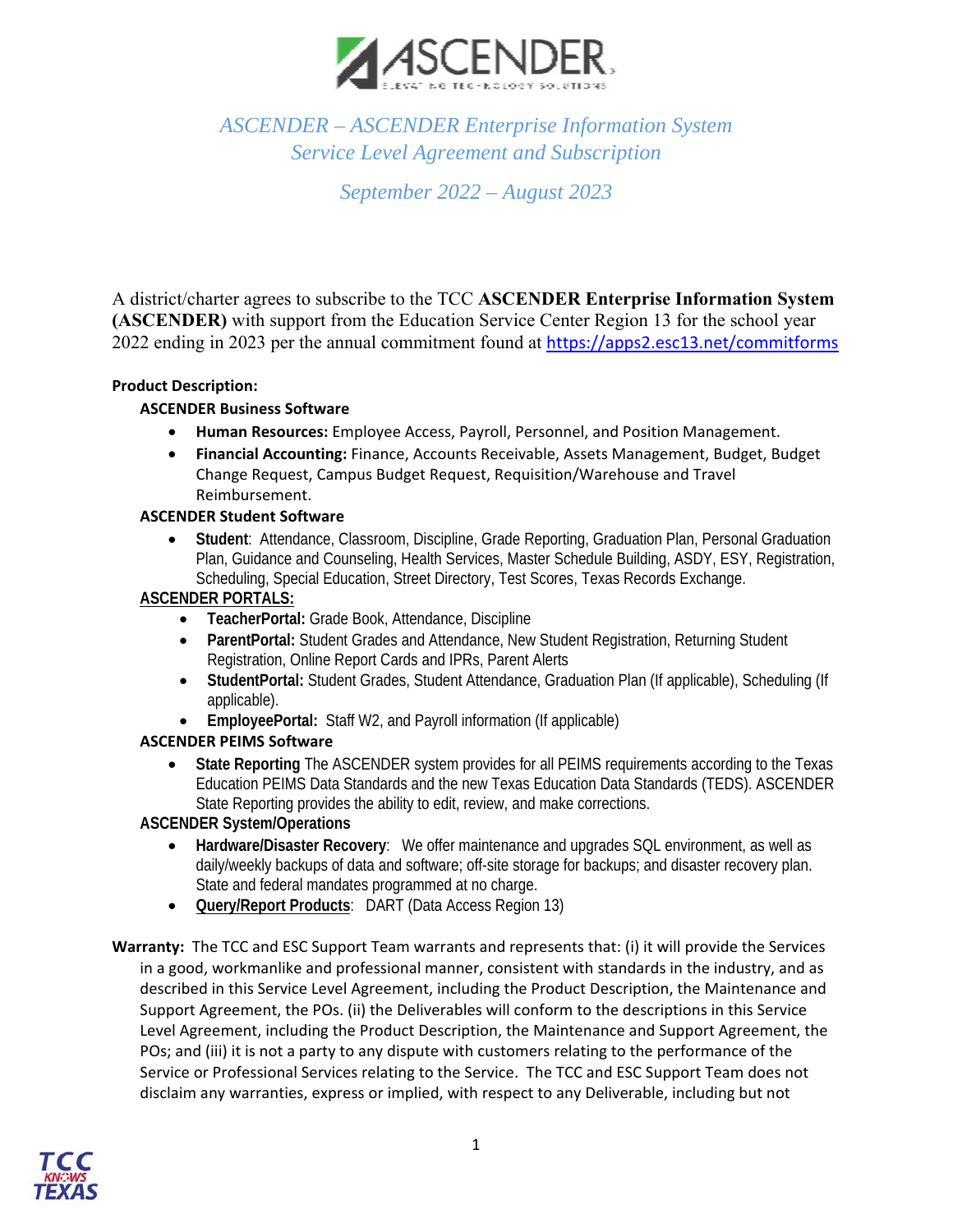# ASCENDER – ASCENDER Enterprise Information System
## Service Level Agreement and Subscription

### September 2022 – August 2023

A district/charter agrees to subscribe to the TCC **ASCENDER Enterprise Information System (ASCENDER)** with support from the Education Service Center Region 13 for the school year 2022 ending in 2023 per the annual commitment found at https://apps2.esc13.net/commitforms

**Product Description:**

**ASCENDER Business Software**

- **Human Resources:** Employee Access, Payroll, Personnel, and Position Management.
- **Financial Accounting:** Finance, Accounts Receivable, Assets Management, Budget, Budget Change Request, Campus Budget Request, Requisition/Warehouse and Travel Reimbursement.

**ASCENDER Student Software**

- **Student**: Attendance, Classroom, Discipline, Grade Reporting, Graduation Plan, Personal Graduation Plan, Guidance and Counseling, Health Services, Master Schedule Building, ASDY, ESY, Registration, Scheduling, Special Education, Street Directory, Test Scores, Texas Records Exchange.

**ASCENDER PORTALS:**

- **TeacherPortal:** Grade Book, Attendance, Discipline
- **ParentPortal:** Student Grades and Attendance, New Student Registration, Returning Student Registration, Online Report Cards and IPRs, Parent Alerts
- **StudentPortal:** Student Grades, Student Attendance, Graduation Plan (If applicable), Scheduling (If applicable).
- **EmployeePortal:** Staff W2, and Payroll information (If applicable)

**ASCENDER PEIMS Software**

- **State Reporting** The ASCENDER system provides for all PEIMS requirements according to the Texas Education PEIMS Data Standards and the new Texas Education Data Standards (TEDS). ASCENDER State Reporting provides the ability to edit, review, and make corrections.

**ASCENDER System/Operations**

- **Hardware/Disaster Recovery**: We offer maintenance and upgrades SQL environment, as well as daily/weekly backups of data and software; off-site storage for backups; and disaster recovery plan. State and federal mandates programmed at no charge.
- **Query/Report Products**: DART (Data Access Region 13)

**Warranty:** The TCC and ESC Support Team warrants and represents that: (i) it will provide the Services in a good, workmanlike and professional manner, consistent with standards in the industry, and as described in this Service Level Agreement, including the Product Description, the Maintenance and Support Agreement, the POs. (ii) the Deliverables will conform to the descriptions in this Service Level Agreement, including the Product Description, the Maintenance and Support Agreement, the POs; and (iii) it is not a party to any dispute with customers relating to the performance of the Service or Professional Services relating to the Service. The TCC and ESC Support Team does not disclaim any warranties, express or implied, with respect to any Deliverable, including but not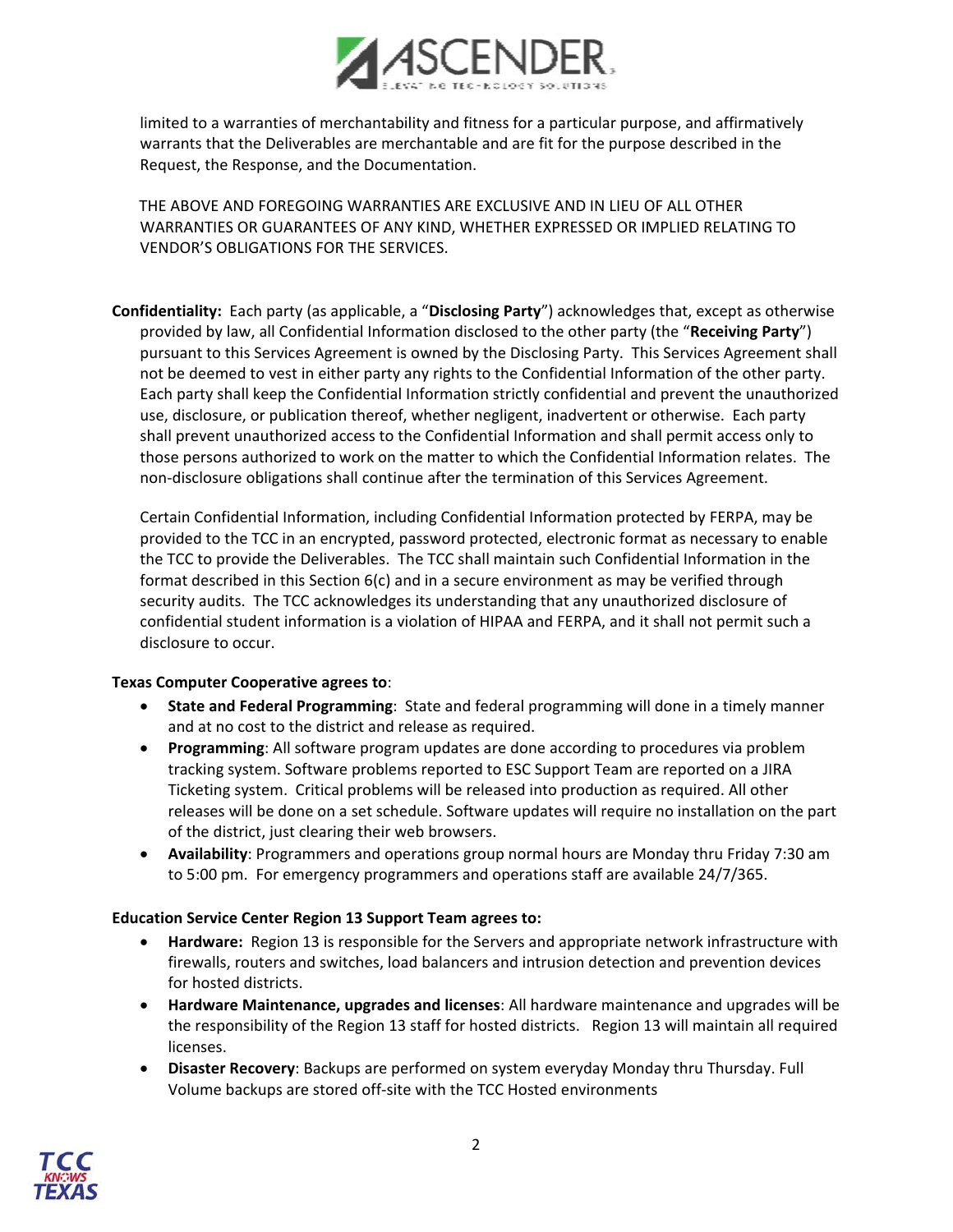limited to a warranties of merchantability and fitness for a particular purpose, and affirmatively warrants that the Deliverables are merchantable and are fit for the purpose described in the Request, the Response, and the Documentation.

THE ABOVE AND FOREGOING WARRANTIES ARE EXCLUSIVE AND IN LIEU OF ALL OTHER WARRANTIES OR GUARANTEES OF ANY KIND, WHETHER EXPRESSED OR IMPLIED RELATING TO VENDOR'S OBLIGATIONS FOR THE SERVICES.

**Confidentiality:** Each party (as applicable, a "**Disclosing Party**") acknowledges that, except as otherwise provided by law, all Confidential Information disclosed to the other party (the "**Receiving Party**") pursuant to this Services Agreement is owned by the Disclosing Party. This Services Agreement shall not be deemed to vest in either party any rights to the Confidential Information of the other party. Each party shall keep the Confidential Information strictly confidential and prevent the unauthorized use, disclosure, or publication thereof, whether negligent, inadvertent or otherwise. Each party shall prevent unauthorized access to the Confidential Information and shall permit access only to those persons authorized to work on the matter to which the Confidential Information relates. The non-disclosure obligations shall continue after the termination of this Services Agreement.

Certain Confidential Information, including Confidential Information protected by FERPA, may be provided to the TCC in an encrypted, password protected, electronic format as necessary to enable the TCC to provide the Deliverables. The TCC shall maintain such Confidential Information in the format described in this Section 6(c) and in a secure environment as may be verified through security audits. The TCC acknowledges its understanding that any unauthorized disclosure of confidential student information is a violation of HIPAA and FERPA, and it shall not permit such a disclosure to occur.

**Texas Computer Cooperative agrees to**:

- **State and Federal Programming**: State and federal programming will done in a timely manner and at no cost to the district and release as required.
- **Programming**: All software program updates are done according to procedures via problem tracking system. Software problems reported to ESC Support Team are reported on a JIRA Ticketing system. Critical problems will be released into production as required. All other releases will be done on a set schedule. Software updates will require no installation on the part of the district, just clearing their web browsers.
- **Availability**: Programmers and operations group normal hours are Monday thru Friday 7:30 am to 5:00 pm. For emergency programmers and operations staff are available 24/7/365.

**Education Service Center Region 13 Support Team agrees to:**

- **Hardware:** Region 13 is responsible for the Servers and appropriate network infrastructure with firewalls, routers and switches, load balancers and intrusion detection and prevention devices for hosted districts.
- **Hardware Maintenance, upgrades and licenses**: All hardware maintenance and upgrades will be the responsibility of the Region 13 staff for hosted districts. Region 13 will maintain all required licenses.
- **Disaster Recovery**: Backups are performed on system everyday Monday thru Thursday. Full Volume backups are stored off-site with the TCC Hosted environments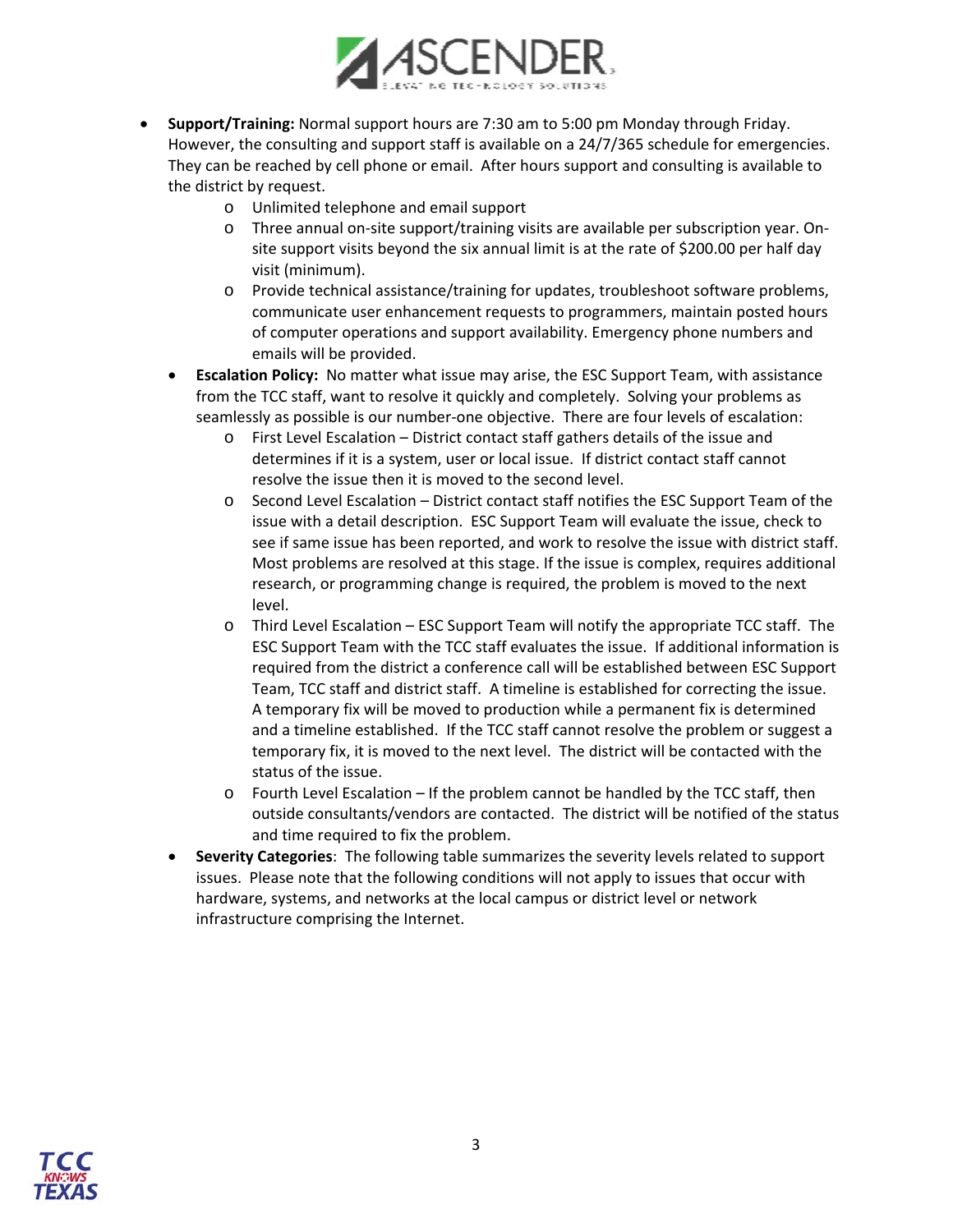- **Support/Training:** Normal support hours are 7:30 am to 5:00 pm Monday through Friday. However, the consulting and support staff is available on a 24/7/365 schedule for emergencies. They can be reached by cell phone or email. After hours support and consulting is available to the district by request.
    - Unlimited telephone and email support
    - Three annual on-site support/training visits are available per subscription year. On-site support visits beyond the six annual limit is at the rate of $200.00 per half day visit (minimum).
    - Provide technical assistance/training for updates, troubleshoot software problems, communicate user enhancement requests to programmers, maintain posted hours of computer operations and support availability. Emergency phone numbers and emails will be provided.
- **Escalation Policy:** No matter what issue may arise, the ESC Support Team, with assistance from the TCC staff, want to resolve it quickly and completely. Solving your problems as seamlessly as possible is our number-one objective. There are four levels of escalation:
    - First Level Escalation – District contact staff gathers details of the issue and determines if it is a system, user or local issue. If district contact staff cannot resolve the issue then it is moved to the second level.
    - Second Level Escalation – District contact staff notifies the ESC Support Team of the issue with a detail description. ESC Support Team will evaluate the issue, check to see if same issue has been reported, and work to resolve the issue with district staff. Most problems are resolved at this stage. If the issue is complex, requires additional research, or programming change is required, the problem is moved to the next level.
    - Third Level Escalation – ESC Support Team will notify the appropriate TCC staff. The ESC Support Team with the TCC staff evaluates the issue. If additional information is required from the district a conference call will be established between ESC Support Team, TCC staff and district staff. A timeline is established for correcting the issue. A temporary fix will be moved to production while a permanent fix is determined and a timeline established. If the TCC staff cannot resolve the problem or suggest a temporary fix, it is moved to the next level. The district will be contacted with the status of the issue.
    - Fourth Level Escalation – If the problem cannot be handled by the TCC staff, then outside consultants/vendors are contacted. The district will be notified of the status and time required to fix the problem.
- **Severity Categories**: The following table summarizes the severity levels related to support issues. Please note that the following conditions will not apply to issues that occur with hardware, systems, and networks at the local campus or district level or network infrastructure comprising the Internet.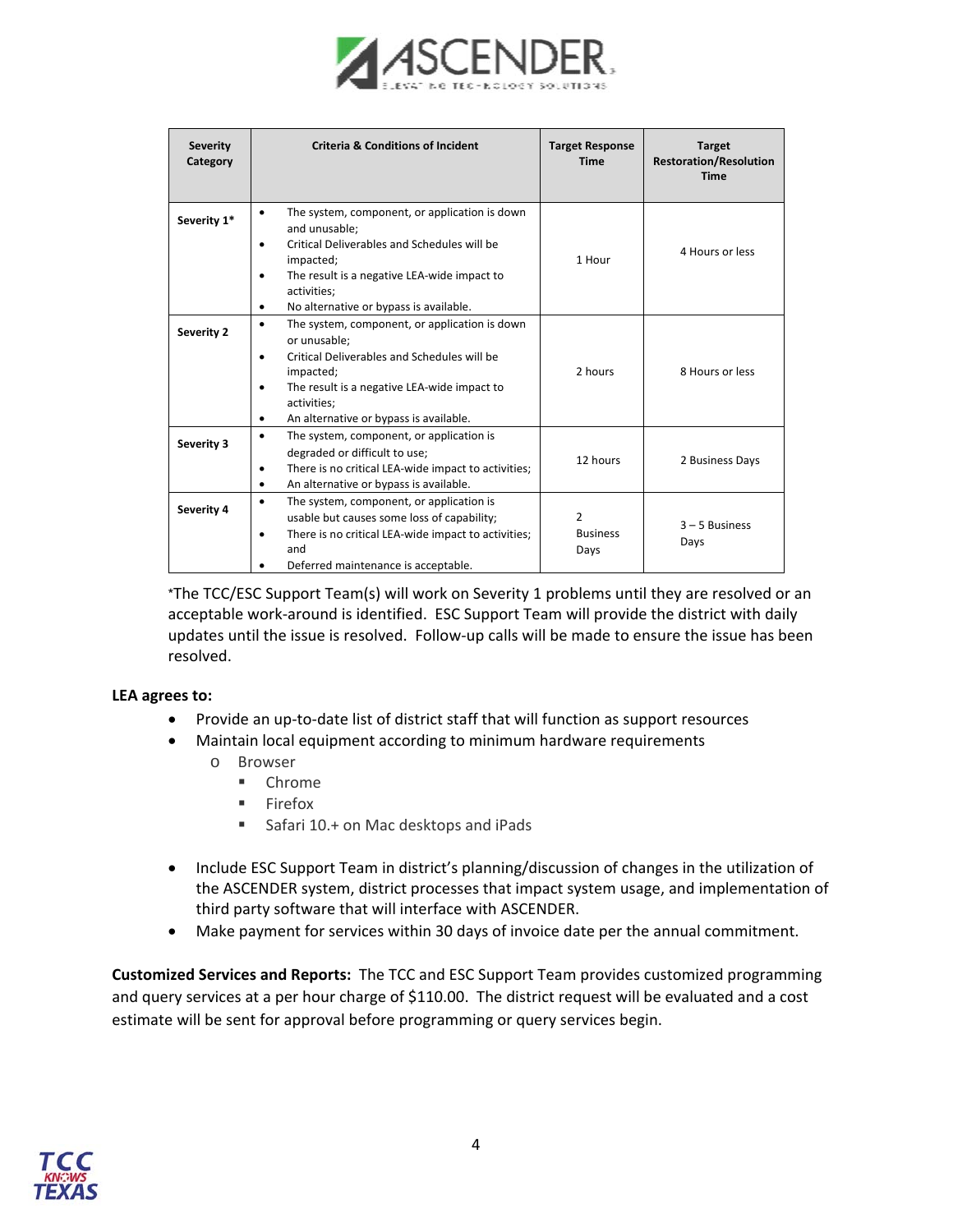| Severity Category | Criteria & Conditions of Incident | Target Response Time | Target Restoration/Resolution Time |
|---|---|---|---|
| Severity 1* | • The system, component, or application is down and unusable;<br>• Critical Deliverables and Schedules will be impacted;<br>• The result is a negative LEA-wide impact to activities;<br>• No alternative or bypass is available. | 1 Hour | 4 Hours or less |
| Severity 2 | • The system, component, or application is down or unusable;<br>• Critical Deliverables and Schedules will be impacted;<br>• The result is a negative LEA-wide impact to activities;<br>• An alternative or bypass is available. | 2 hours | 8 Hours or less |
| Severity 3 | • The system, component, or application is degraded or difficult to use;<br>• There is no critical LEA-wide impact to activities;<br>• An alternative or bypass is available. | 12 hours | 2 Business Days |
| Severity 4 | • The system, component, or application is usable but causes some loss of capability;<br>• There is no critical LEA-wide impact to activities; and<br>• Deferred maintenance is acceptable. | 2 Business Days | 3 – 5 Business Days |

*The TCC/ESC Support Team(s) will work on Severity 1 problems until they are resolved or an acceptable work-around is identified. ESC Support Team will provide the district with daily updates until the issue is resolved. Follow-up calls will be made to ensure the issue has been resolved.

**LEA agrees to:**

- Provide an up-to-date list of district staff that will function as support resources
- Maintain local equipment according to minimum hardware requirements
  - Browser
    - Chrome
    - Firefox
    - Safari 10.+ on Mac desktops and iPads
- Include ESC Support Team in district's planning/discussion of changes in the utilization of the ASCENDER system, district processes that impact system usage, and implementation of third party software that will interface with ASCENDER.
- Make payment for services within 30 days of invoice date per the annual commitment.

**Customized Services and Reports:** The TCC and ESC Support Team provides customized programming and query services at a per hour charge of $110.00. The district request will be evaluated and a cost estimate will be sent for approval before programming or query services begin.